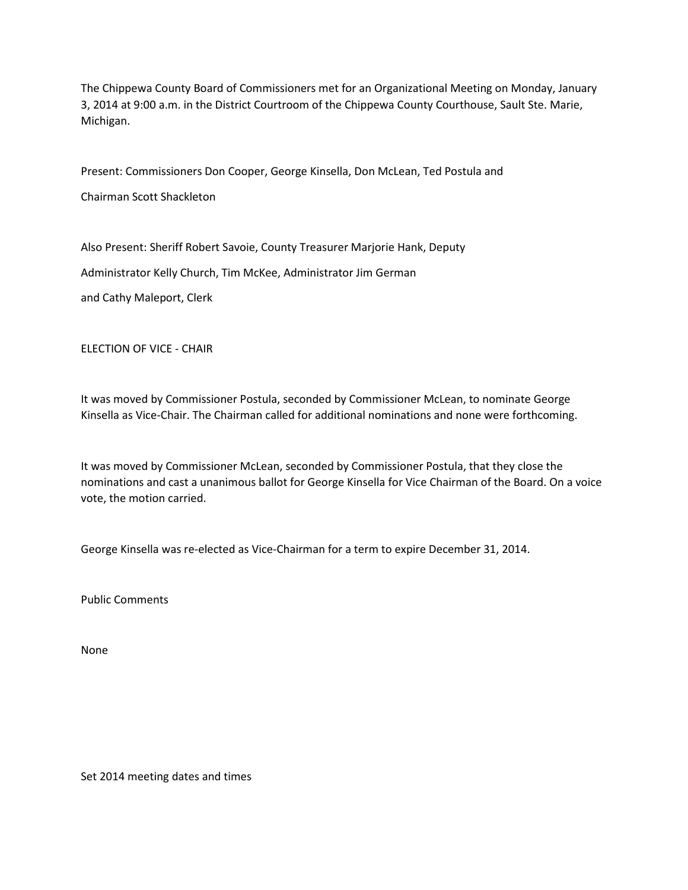The Chippewa County Board of Commissioners met for an Organizational Meeting on Monday, January 3, 2014 at 9:00 a.m. in the District Courtroom of the Chippewa County Courthouse, Sault Ste. Marie, Michigan.

Present: Commissioners Don Cooper, George Kinsella, Don McLean, Ted Postula and

Chairman Scott Shackleton

Also Present: Sheriff Robert Savoie, County Treasurer Marjorie Hank, Deputy

Administrator Kelly Church, Tim McKee, Administrator Jim German

and Cathy Maleport, Clerk

ELECTION OF VICE - CHAIR

It was moved by Commissioner Postula, seconded by Commissioner McLean, to nominate George Kinsella as Vice-Chair. The Chairman called for additional nominations and none were forthcoming.

It was moved by Commissioner McLean, seconded by Commissioner Postula, that they close the nominations and cast a unanimous ballot for George Kinsella for Vice Chairman of the Board. On a voice vote, the motion carried.

George Kinsella was re-elected as Vice-Chairman for a term to expire December 31, 2014.

Public Comments

None

Set 2014 meeting dates and times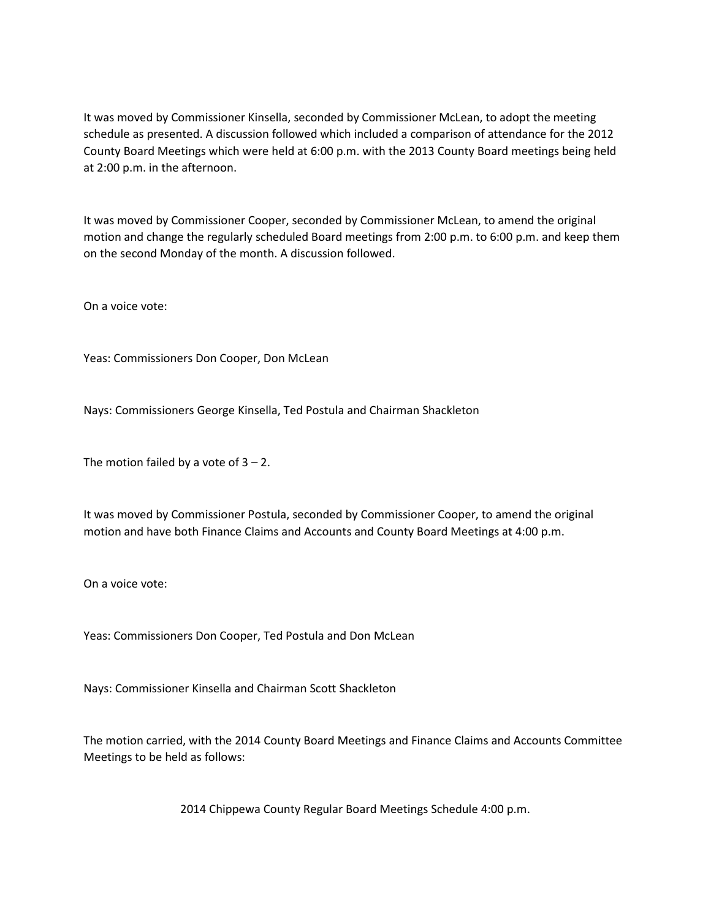It was moved by Commissioner Kinsella, seconded by Commissioner McLean, to adopt the meeting schedule as presented. A discussion followed which included a comparison of attendance for the 2012 County Board Meetings which were held at 6:00 p.m. with the 2013 County Board meetings being held at 2:00 p.m. in the afternoon.

It was moved by Commissioner Cooper, seconded by Commissioner McLean, to amend the original motion and change the regularly scheduled Board meetings from 2:00 p.m. to 6:00 p.m. and keep them on the second Monday of the month. A discussion followed.

On a voice vote:

Yeas: Commissioners Don Cooper, Don McLean

Nays: Commissioners George Kinsella, Ted Postula and Chairman Shackleton

The motion failed by a vote of 3 – 2.

It was moved by Commissioner Postula, seconded by Commissioner Cooper, to amend the original motion and have both Finance Claims and Accounts and County Board Meetings at 4:00 p.m.

On a voice vote:

Yeas: Commissioners Don Cooper, Ted Postula and Don McLean

Nays: Commissioner Kinsella and Chairman Scott Shackleton

The motion carried, with the 2014 County Board Meetings and Finance Claims and Accounts Committee Meetings to be held as follows:

2014 Chippewa County Regular Board Meetings Schedule 4:00 p.m.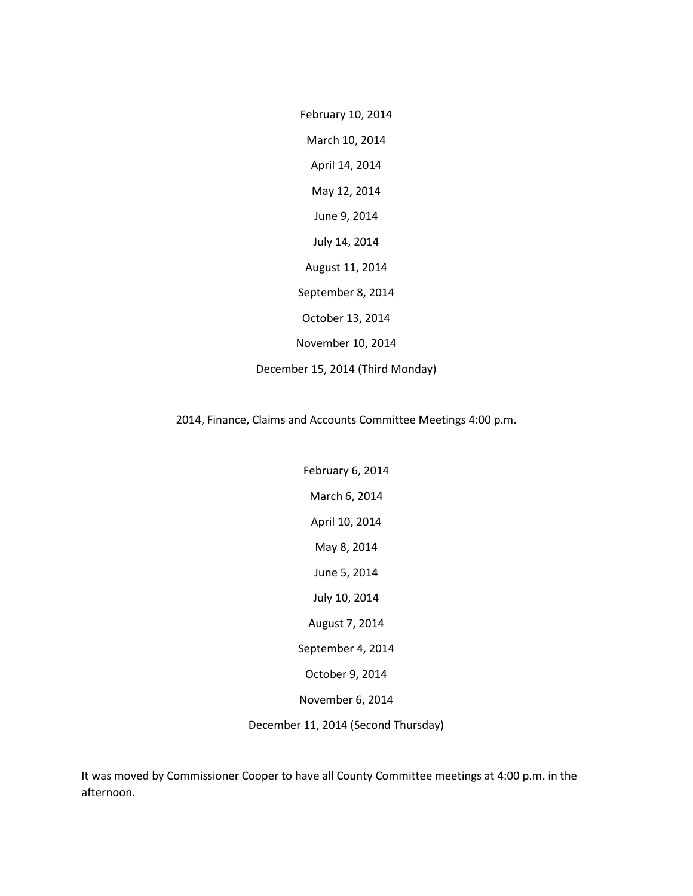February 10, 2014

March 10, 2014

April 14, 2014

May 12, 2014

June 9, 2014

July 14, 2014

August 11, 2014

September 8, 2014

October 13, 2014

November 10, 2014

December 15, 2014 (Third Monday)

2014, Finance, Claims and Accounts Committee Meetings 4:00 p.m.

February 6, 2014

March 6, 2014

April 10, 2014

May 8, 2014

June 5, 2014

July 10, 2014

August 7, 2014

September 4, 2014

October 9, 2014

November 6, 2014

December 11, 2014 (Second Thursday)

It was moved by Commissioner Cooper to have all County Committee meetings at 4:00 p.m. in the afternoon.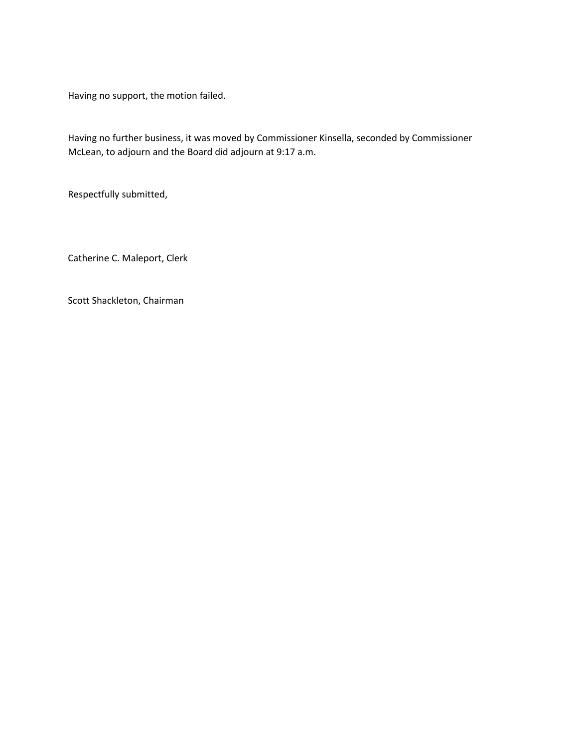Having no support, the motion failed.

Having no further business, it was moved by Commissioner Kinsella, seconded by Commissioner McLean, to adjourn and the Board did adjourn at 9:17 a.m.

Respectfully submitted,

Catherine C. Maleport, Clerk

Scott Shackleton, Chairman